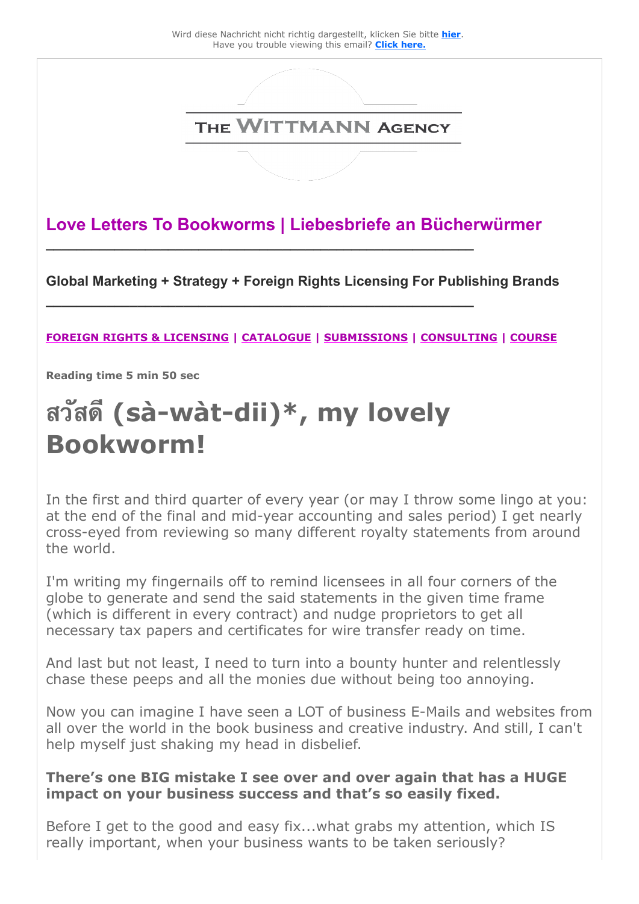Wird diese Nachricht nicht richtig dargestellt, klicken Sie bitte **hier**.
Have you trouble viewing this email? **Click here.**

THE WITTMANN AGENCY

## Love Letters To Bookworms | Liebesbriefe an Bücherwürmer

**Global Marketing + Strategy + Foreign Rights Licensing For Publishing Brands**

**FOREIGN RIGHTS & LICENSING** | **CATALOGUE** | **SUBMISSIONS** | **CONSULTING** | **COURSE**

**Reading time 5 min 50 sec**

# สวัสดี (sà-wàt-dii)*, my lovely Bookworm!

In the first and third quarter of every year (or may I throw some lingo at you: at the end of the final and mid-year accounting and sales period) I get nearly cross-eyed from reviewing so many different royalty statements from around the world.

I'm writing my fingernails off to remind licensees in all four corners of the globe to generate and send the said statements in the given time frame (which is different in every contract) and nudge proprietors to get all necessary tax papers and certificates for wire transfer ready on time.

And last but not least, I need to turn into a bounty hunter and relentlessly chase these peeps and all the monies due without being too annoying.

Now you can imagine I have seen a LOT of business E-Mails and websites from all over the world in the book business and creative industry. And still, I can't help myself just shaking my head in disbelief.

**There's one BIG mistake I see over and over again that has a HUGE impact on your business success and that's so easily fixed.**

Before I get to the good and easy fix...what grabs my attention, which IS really important, when your business wants to be taken seriously?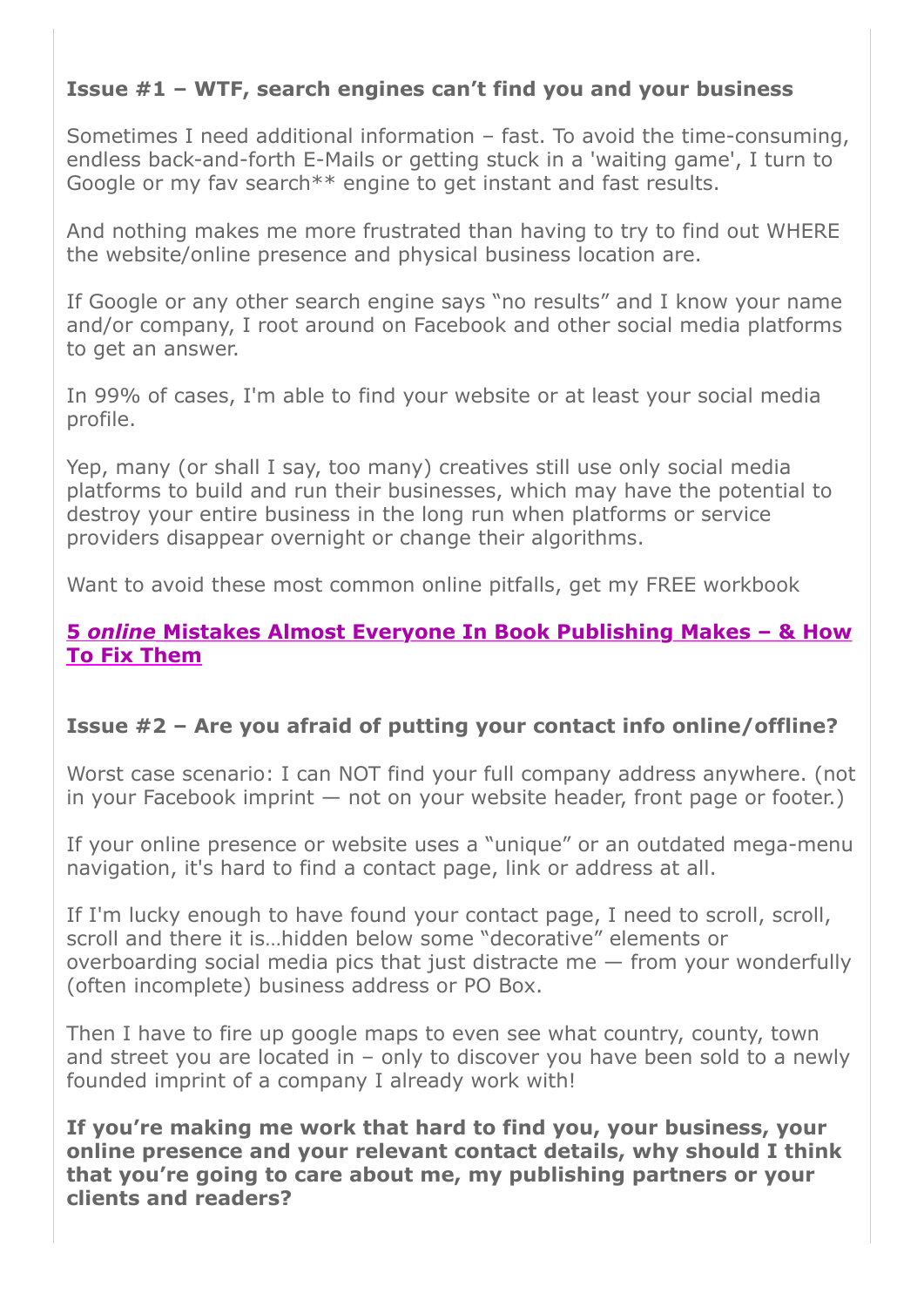### Issue #1 – WTF, search engines can't find you and your business

Sometimes I need additional information – fast. To avoid the time-consuming, endless back-and-forth E-Mails or getting stuck in a 'waiting game', I turn to Google or my fav search** engine to get instant and fast results.

And nothing makes me more frustrated than having to try to find out WHERE the website/online presence and physical business location are.

If Google or any other search engine says "no results" and I know your name and/or company, I root around on Facebook and other social media platforms to get an answer.

In 99% of cases, I'm able to find your website or at least your social media profile.

Yep, many (or shall I say, too many) creatives still use only social media platforms to build and run their businesses, which may have the potential to destroy your entire business in the long run when platforms or service providers disappear overnight or change their algorithms.

Want to avoid these most common online pitfalls, get my FREE workbook

**5 *online* Mistakes Almost Everyone In Book Publishing Makes – & How To Fix Them**

### Issue #2 – Are you afraid of putting your contact info online/offline?

Worst case scenario: I can NOT find your full company address anywhere. (not in your Facebook imprint — not on your website header, front page or footer.)

If your online presence or website uses a "unique" or an outdated mega-menu navigation, it's hard to find a contact page, link or address at all.

If I'm lucky enough to have found your contact page, I need to scroll, scroll, scroll and there it is…hidden below some "decorative" elements or overboarding social media pics that just distracte me — from your wonderfully (often incomplete) business address or PO Box.

Then I have to fire up google maps to even see what country, county, town and street you are located in – only to discover you have been sold to a newly founded imprint of a company I already work with!

**If you're making me work that hard to find you, your business, your online presence and your relevant contact details, why should I think that you're going to care about me, my publishing partners or your clients and readers?**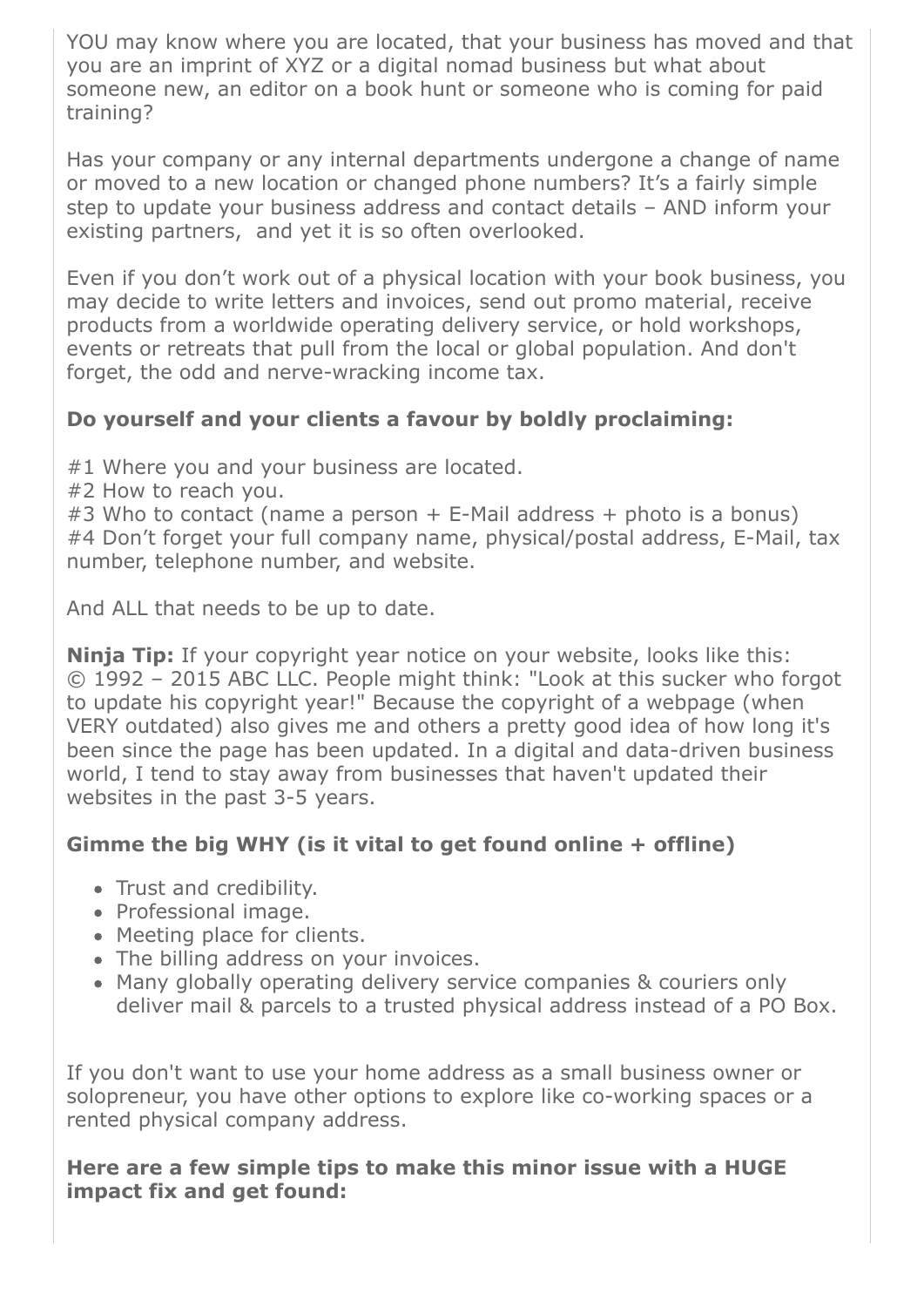YOU may know where you are located, that your business has moved and that you are an imprint of XYZ or a digital nomad business but what about someone new, an editor on a book hunt or someone who is coming for paid training?

Has your company or any internal departments undergone a change of name or moved to a new location or changed phone numbers? It's a fairly simple step to update your business address and contact details – AND inform your existing partners, and yet it is so often overlooked.

Even if you don't work out of a physical location with your book business, you may decide to write letters and invoices, send out promo material, receive products from a worldwide operating delivery service, or hold workshops, events or retreats that pull from the local or global population. And don't forget, the odd and nerve-wracking income tax.

**Do yourself and your clients a favour by boldly proclaiming:**

#1 Where you and your business are located.
#2 How to reach you.
#3 Who to contact (name a person + E-Mail address + photo is a bonus)
#4 Don't forget your full company name, physical/postal address, E-Mail, tax number, telephone number, and website.

And ALL that needs to be up to date.

**Ninja Tip:** If your copyright year notice on your website, looks like this: © 1992 – 2015 ABC LLC. People might think: "Look at this sucker who forgot to update his copyright year!" Because the copyright of a webpage (when VERY outdated) also gives me and others a pretty good idea of how long it's been since the page has been updated. In a digital and data-driven business world, I tend to stay away from businesses that haven't updated their websites in the past 3-5 years.

**Gimme the big WHY (is it vital to get found online + offline)**

- Trust and credibility.
- Professional image.
- Meeting place for clients.
- The billing address on your invoices.
- Many globally operating delivery service companies & couriers only deliver mail & parcels to a trusted physical address instead of a PO Box.

If you don't want to use your home address as a small business owner or solopreneur, you have other options to explore like co-working spaces or a rented physical company address.

**Here are a few simple tips to make this minor issue with a HUGE impact fix and get found:**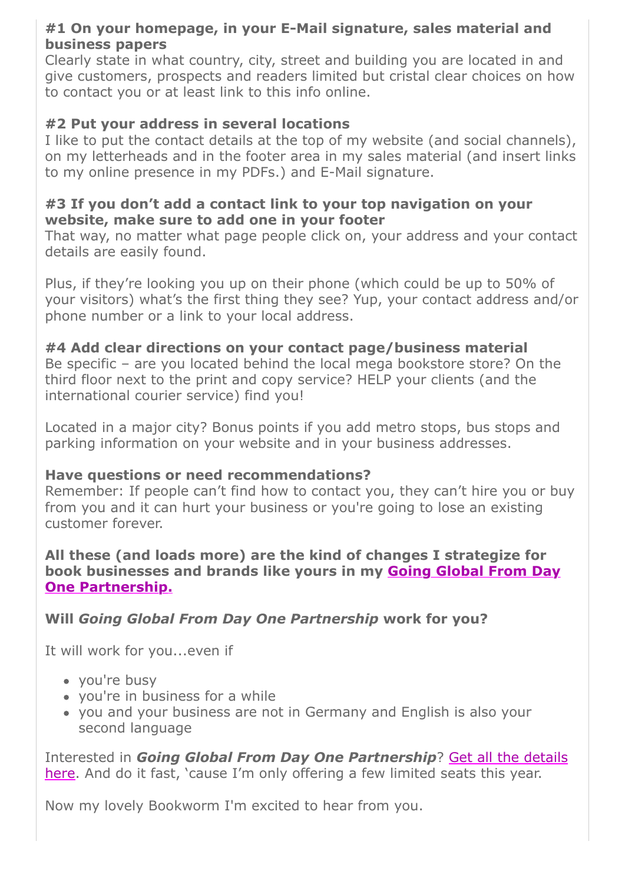**#1 On your homepage, in your E-Mail signature, sales material and business papers**

Clearly state in what country, city, street and building you are located in and give customers, prospects and readers limited but cristal clear choices on how to contact you or at least link to this info online.

**#2 Put your address in several locations**

I like to put the contact details at the top of my website (and social channels), on my letterheads and in the footer area in my sales material (and insert links to my online presence in my PDFs.) and E-Mail signature.

**#3 If you don't add a contact link to your top navigation on your website, make sure to add one in your footer**

That way, no matter what page people click on, your address and your contact details are easily found.

Plus, if they're looking you up on their phone (which could be up to 50% of your visitors) what's the first thing they see? Yup, your contact address and/or phone number or a link to your local address.

**#4 Add clear directions on your contact page/business material**

Be specific – are you located behind the local mega bookstore store? On the third floor next to the print and copy service? HELP your clients (and the international courier service) find you!

Located in a major city? Bonus points if you add metro stops, bus stops and parking information on your website and in your business addresses.

**Have questions or need recommendations?**

Remember: If people can't find how to contact you, they can't hire you or buy from you and it can hurt your business or you're going to lose an existing customer forever.

**All these (and loads more) are the kind of changes I strategize for book businesses and brands like yours in my Going Global From Day One Partnership.**

**Will *Going Global From Day One Partnership* work for you?**

It will work for you...even if

- you're busy
- you're in business for a while
- you and your business are not in Germany and English is also your second language

Interested in ***Going Global From Day One Partnership***? Get all the details here. And do it fast, 'cause I'm only offering a few limited seats this year.

Now my lovely Bookworm I'm excited to hear from you.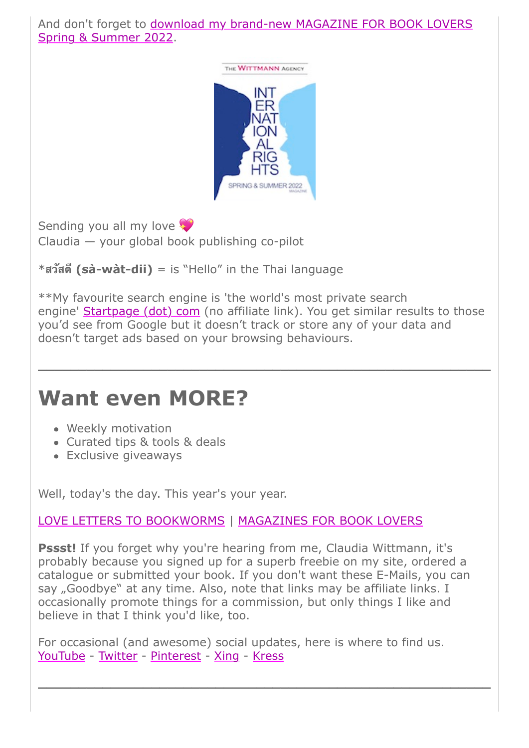And don't forget to download my brand-new MAGAZINE FOR BOOK LOVERS Spring & Summer 2022.

Sending you all my love 💖
Claudia — your global book publishing co-pilot

*สวัสดี **(sà-wàt-dii)** = is "Hello" in the Thai language

**My favourite search engine is 'the world's most private search engine' Startpage (dot) com (no affiliate link). You get similar results to those you'd see from Google but it doesn't track or store any of your data and doesn't target ads based on your browsing behaviours.

---

# Want even MORE?

- Weekly motivation
- Curated tips & tools & deals
- Exclusive giveaways

Well, today's the day. This year's your year.

LOVE LETTERS TO BOOKWORMS | MAGAZINES FOR BOOK LOVERS

**Pssst!** If you forget why you're hearing from me, Claudia Wittmann, it's probably because you signed up for a superb freebie on my site, ordered a catalogue or submitted your book. If you don't want these E-Mails, you can say „Goodbye" at any time. Also, note that links may be affiliate links. I occasionally promote things for a commission, but only things I like and believe in that I think you'd like, too.

For occasional (and awesome) social updates, here is where to find us.
YouTube - Twitter - Pinterest - Xing - Kress

---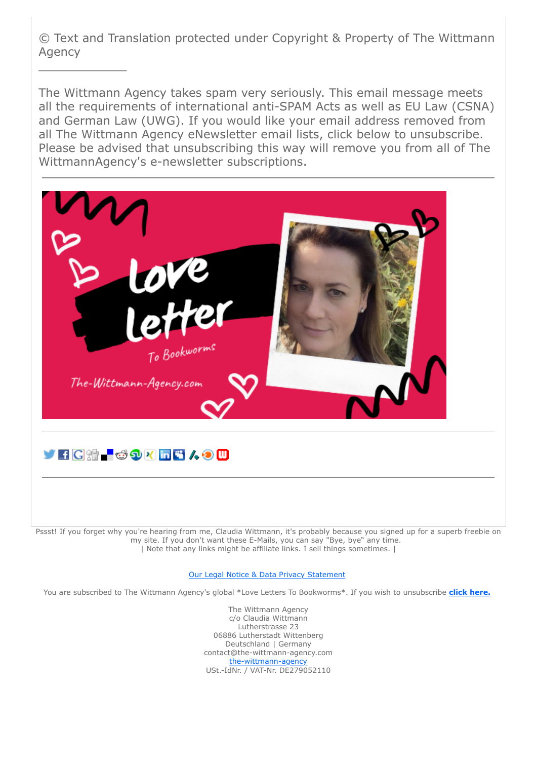© Text and Translation protected under Copyright & Property of The Wittmann Agency

______________

The Wittmann Agency takes spam very seriously. This email message meets all the requirements of international anti-SPAM Acts as well as EU Law (CSNA) and German Law (UWG). If you would like your email address removed from all The Wittmann Agency eNewsletter email lists, click below to unsubscribe. Please be advised that unsubscribing this way will remove you from all of The WittmannAgency's e-newsletter subscriptions.

---

---

---

Pssst! If you forget why you're hearing from me, Claudia Wittmann, it's probably because you signed up for a superb freebie on my site. If you don't want these E-Mails, you can say "Bye, bye" any time.
| Note that any links might be affiliate links. I sell things sometimes. |

Our Legal Notice & Data Privacy Statement

You are subscribed to The Wittmann Agency's global *Love Letters To Bookworms*. If you wish to unsubscribe **click here.**

The Wittmann Agency
c/o Claudia Wittmann
Lutherstrasse 23
06886 Lutherstadt Wittenberg
Deutschland | Germany
contact@the-wittmann-agency.com
the-wittmann-agency
USt.-IdNr. / VAT-Nr. DE279052110